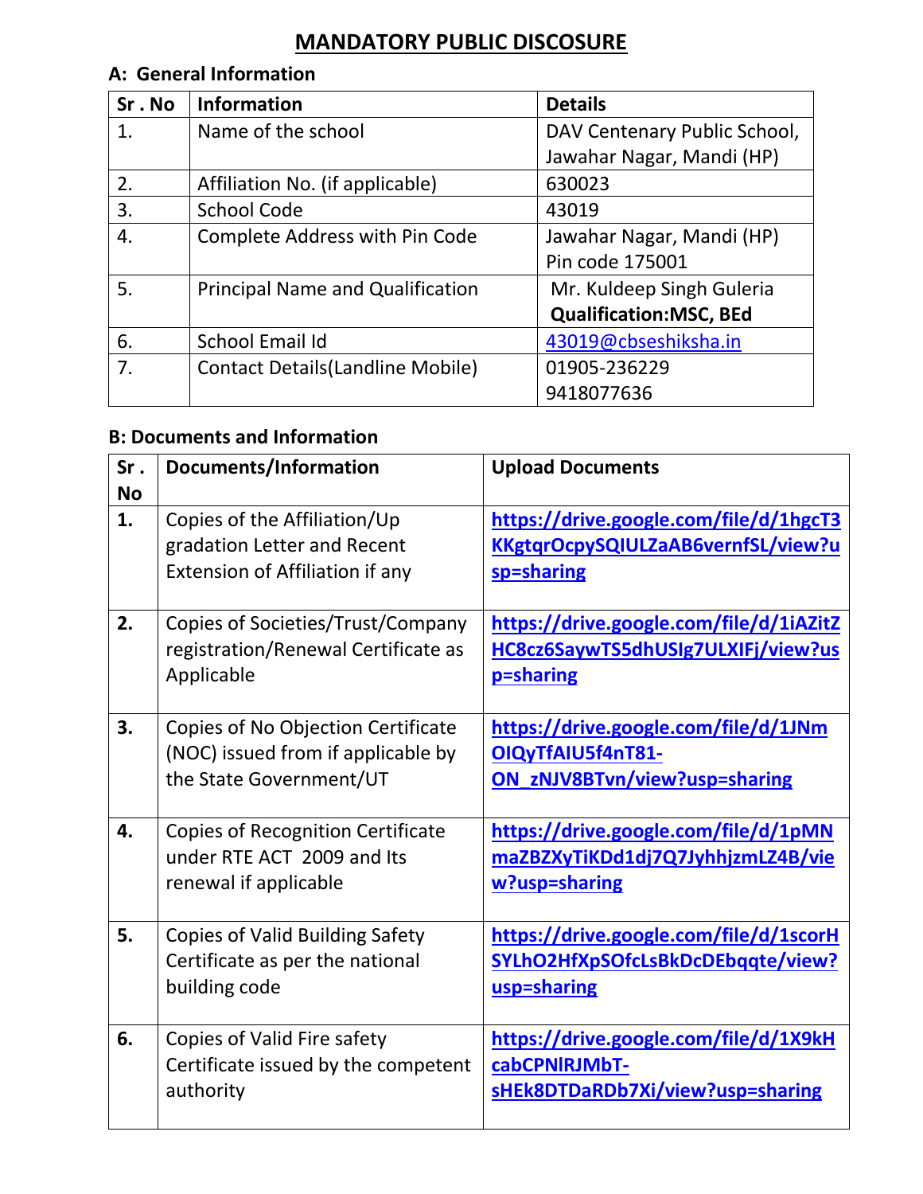# MANDATORY PUBLIC DISCOSURE

## A: General Information

| Sr . No | Information | Details |
|---|---|---|
| 1. | Name of the school | DAV Centenary Public School, Jawahar Nagar, Mandi (HP) |
| 2. | Affiliation No. (if applicable) | 630023 |
| 3. | School Code | 43019 |
| 4. | Complete Address with Pin Code | Jawahar Nagar, Mandi (HP) Pin code 175001 |
| 5. | Principal Name and Qualification | Mr. Kuldeep Singh Guleria **Qualification:MSC, BEd** |
| 6. | School Email Id | 43019@cbseshiksha.in |
| 7. | Contact Details(Landline Mobile) | 01905-236229 9418077636 |

## B: Documents and Information

| Sr . No | Documents/Information | Upload Documents |
|---|---|---|
| **1.** | Copies of the Affiliation/Up gradation Letter and Recent Extension of Affiliation if any | **https://drive.google.com/file/d/1hgcT3KKgtqrOcpySQIULZaAB6vernfSL/view?usp=sharing** |
| **2.** | Copies of Societies/Trust/Company registration/Renewal Certificate as Applicable | **https://drive.google.com/file/d/1iAZitZHC8cz6SaywTS5dhUSIg7ULXIFj/view?usp=sharing** |
| **3.** | Copies of No Objection Certificate (NOC) issued from if applicable by the State Government/UT | **https://drive.google.com/file/d/1JNmOIQyTfAIU5f4nT81-ON_zNJV8BTvn/view?usp=sharing** |
| **4.** | Copies of Recognition Certificate under RTE ACT 2009 and Its renewal if applicable | **https://drive.google.com/file/d/1pMNmaZBZXyTiKDd1dj7Q7JyhhjzmLZ4B/view?usp=sharing** |
| **5.** | Copies of Valid Building Safety Certificate as per the national building code | **https://drive.google.com/file/d/1scorHSYLhO2HfXpSOfcLsBkDcDEbqqte/view?usp=sharing** |
| **6.** | Copies of Valid Fire safety Certificate issued by the competent authority | **https://drive.google.com/file/d/1X9kHcabCPNlRJMbT-sHEk8DTDaRDb7Xi/view?usp=sharing** |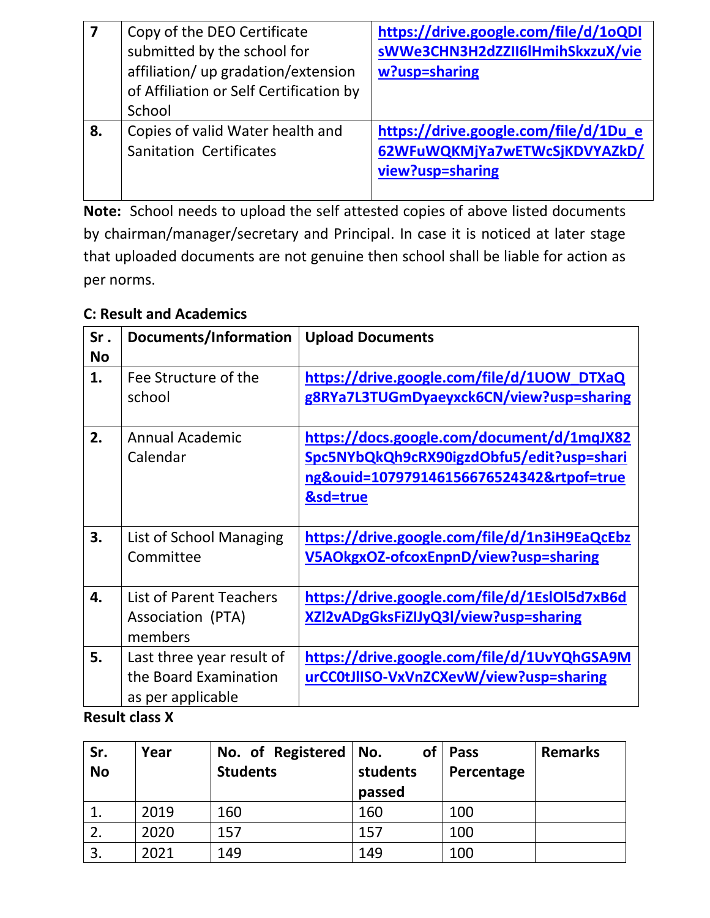| 7 | Copy of the DEO Certificate submitted by the school for affiliation/ up gradation/extension of Affiliation or Self Certification by School | https://drive.google.com/file/d/1oQDlsWWe3CHN3H2dZZIl6lHmihSkxzuX/view?usp=sharing |
|---|---|---|
| 8. | Copies of valid Water health and Sanitation Certificates | https://drive.google.com/file/d/1Du_e62WFuWQKMjYa7wETWcSjKDVYAZkD/view?usp=sharing |

**Note:** School needs to upload the self attested copies of above listed documents by chairman/manager/secretary and Principal. In case it is noticed at later stage that uploaded documents are not genuine then school shall be liable for action as per norms.

**C: Result and Academics**

| Sr . No | Documents/Information | Upload Documents |
|---|---|---|
| 1. | Fee Structure of the school | https://drive.google.com/file/d/1UOW_DTXaQg8RYa7L3TUGmDyaeyxck6CN/view?usp=sharing |
| 2. | Annual Academic Calendar | https://docs.google.com/document/d/1mqJX82Spc5NYbQkQh9cRX90igzdObfu5/edit?usp=sharing&ouid=107979146156676524342&rtpof=true&sd=true |
| 3. | List of School Managing Committee | https://drive.google.com/file/d/1n3iH9EaQcEbzV5AOkgxOZ-ofcoxEnpnD/view?usp=sharing |
| 4. | List of Parent Teachers Association (PTA) members | https://drive.google.com/file/d/1EslOl5d7xB6dXZl2vADgGksFiZIJyQ3l/view?usp=sharing |
| 5. | Last three year result of the Board Examination as per applicable | https://drive.google.com/file/d/1UvYQhGSA9MurCC0tJlISO-VxVnZCXevW/view?usp=sharing |

**Result class X**

| Sr. No | Year | No. of Registered Students | No. of students passed | Pass Percentage | Remarks |
|---|---|---|---|---|---|
| 1. | 2019 | 160 | 160 | 100 | |
| 2. | 2020 | 157 | 157 | 100 | |
| 3. | 2021 | 149 | 149 | 100 | |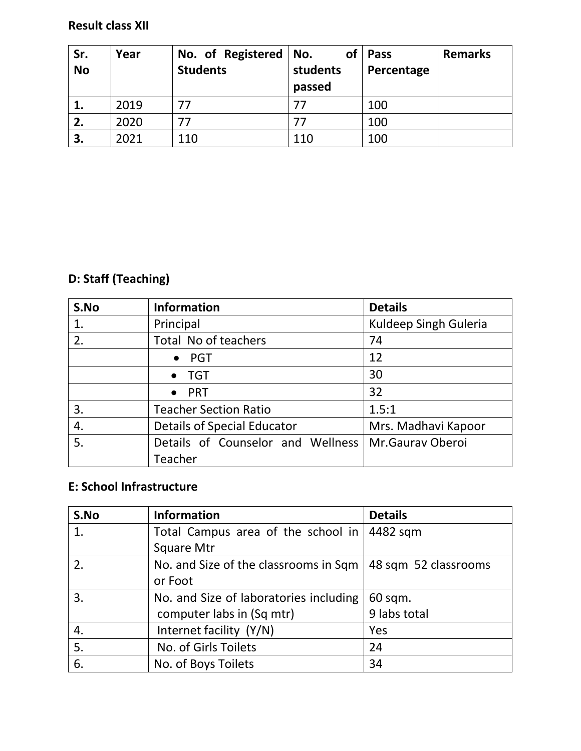**Result class XII**

| Sr. No | Year | No. of Registered Students | No. of students passed | Pass Percentage | Remarks |
|---|---|---|---|---|---|
| **1.** | 2019 | 77 | 77 | 100 | |
| **2.** | 2020 | 77 | 77 | 100 | |
| **3.** | 2021 | 110 | 110 | 100 | |

**D: Staff (Teaching)**

| S.No | Information | Details |
|---|---|---|
| 1. | Principal | Kuldeep Singh Guleria |
| 2. | Total No of teachers | 74 |
| | • PGT | 12 |
| | • TGT | 30 |
| | • PRT | 32 |
| 3. | Teacher Section Ratio | 1.5:1 |
| 4. | Details of Special Educator | Mrs. Madhavi Kapoor |
| 5. | Details of Counselor and Wellness Teacher | Mr.Gaurav Oberoi |

**E: School Infrastructure**

| S.No | Information | Details |
|---|---|---|
| 1. | Total Campus area of the school in Square Mtr | 4482 sqm |
| 2. | No. and Size of the classrooms in Sqm or Foot | 48 sqm 52 classrooms |
| 3. | No. and Size of laboratories including computer labs in (Sq mtr) | 60 sqm.<br>9 labs total |
| 4. | Internet facility (Y/N) | Yes |
| 5. | No. of Girls Toilets | 24 |
| 6. | No. of Boys Toilets | 34 |